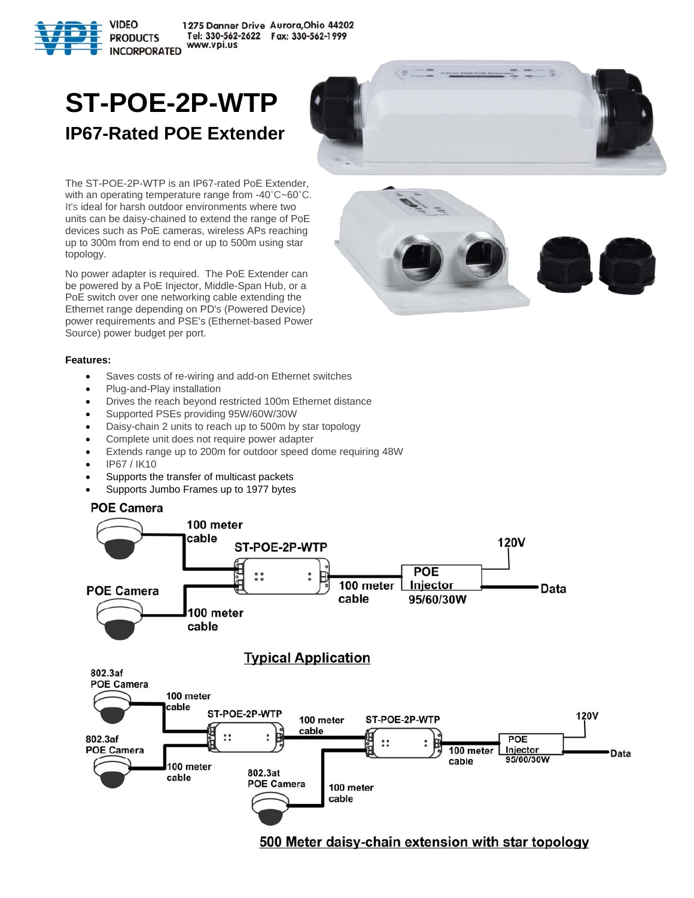VIDEO PRODUCTS INCORPORATED 1275 Danner Drive Aurora,Ohio 44202 Tel: 330-562-2622 Fax: 330-562-1999 www.vpi.us

# ST-POE-2P-WTP

## IP67-Rated POE Extender

The ST-POE-2P-WTP is an IP67-rated PoE Extender, with an operating temperature range from -40˚C~60˚C. It's ideal for harsh outdoor environments where two units can be daisy-chained to extend the range of PoE devices such as PoE cameras, wireless APs reaching up to 300m from end to end or up to 500m using star topology.

No power adapter is required. The PoE Extender can be powered by a PoE Injector, Middle-Span Hub, or a PoE switch over one networking cable extending the Ethernet range depending on PD's (Powered Device) power requirements and PSE's (Ethernet-based Power Source) power budget per port.

**Features:**

- Saves costs of re-wiring and add-on Ethernet switches
- Plug-and-Play installation
- Drives the reach beyond restricted 100m Ethernet distance
- Supported PSEs providing 95W/60W/30W
- Daisy-chain 2 units to reach up to 500m by star topology
- Complete unit does not require power adapter
- Extends range up to 200m for outdoor speed dome requiring 48W
- IP67 / IK10
- Supports the transfer of multicast packets
- Supports Jumbo Frames up to 1977 bytes

Typical Application

500 Meter daisy-chain extension with star topology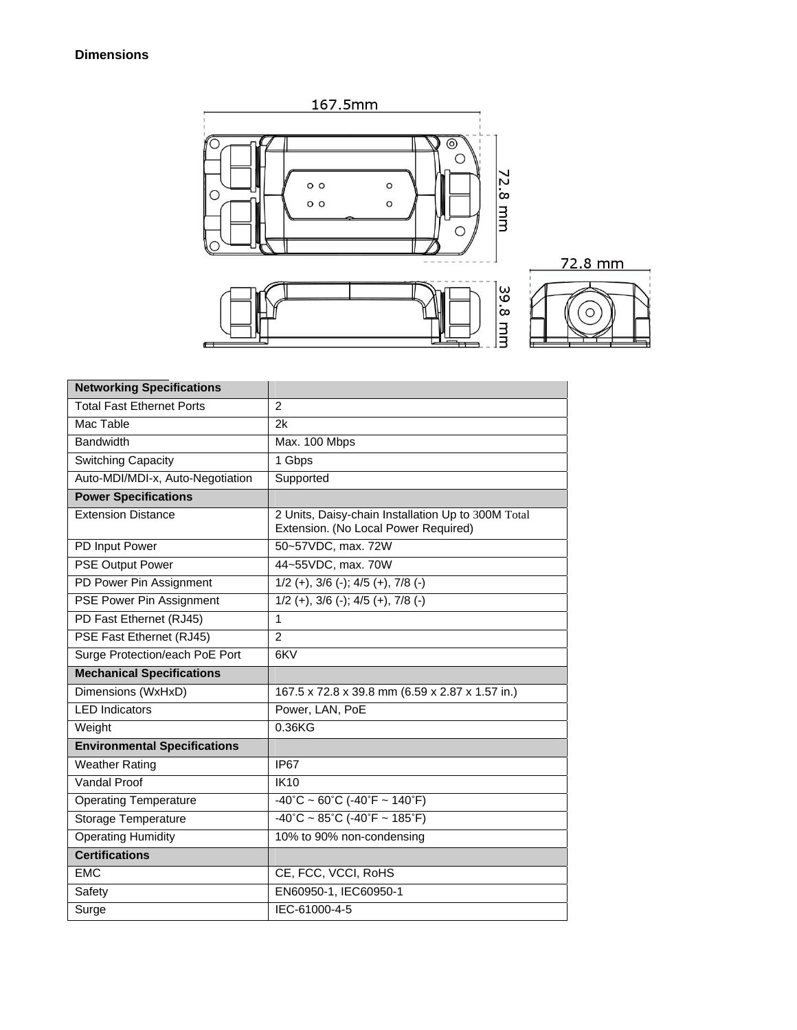**Dimensions**

167.5mm

72.8 mm

72.8 mm

39.8 mm

| Networking Specifications | |
|---|---|
| Total Fast Ethernet Ports | 2 |
| Mac Table | 2k |
| Bandwidth | Max. 100 Mbps |
| Switching Capacity | 1 Gbps |
| Auto-MDI/MDI-x, Auto-Negotiation | Supported |
| **Power Specifications** | |
| Extension Distance | 2 Units, Daisy-chain Installation Up to 300M Total Extension. (No Local Power Required) |
| PD Input Power | 50~57VDC, max. 72W |
| PSE Output Power | 44~55VDC, max. 70W |
| PD Power Pin Assignment | 1/2 (+), 3/6 (-); 4/5 (+), 7/8 (-) |
| PSE Power Pin Assignment | 1/2 (+), 3/6 (-); 4/5 (+), 7/8 (-) |
| PD Fast Ethernet (RJ45) | 1 |
| PSE Fast Ethernet (RJ45) | 2 |
| Surge Protection/each PoE Port | 6KV |
| **Mechanical Specifications** | |
| Dimensions (WxHxD) | 167.5 x 72.8 x 39.8 mm (6.59 x 2.87 x 1.57 in.) |
| LED Indicators | Power, LAN, PoE |
| Weight | 0.36KG |
| **Environmental Specifications** | |
| Weather Rating | IP67 |
| Vandal Proof | IK10 |
| Operating Temperature | -40˚C ~ 60˚C (-40˚F ~ 140˚F) |
| Storage Temperature | -40˚C ~ 85˚C (-40˚F ~ 185˚F) |
| Operating Humidity | 10% to 90% non-condensing |
| **Certifications** | |
| EMC | CE, FCC, VCCI, RoHS |
| Safety | EN60950-1, IEC60950-1 |
| Surge | IEC-61000-4-5 |